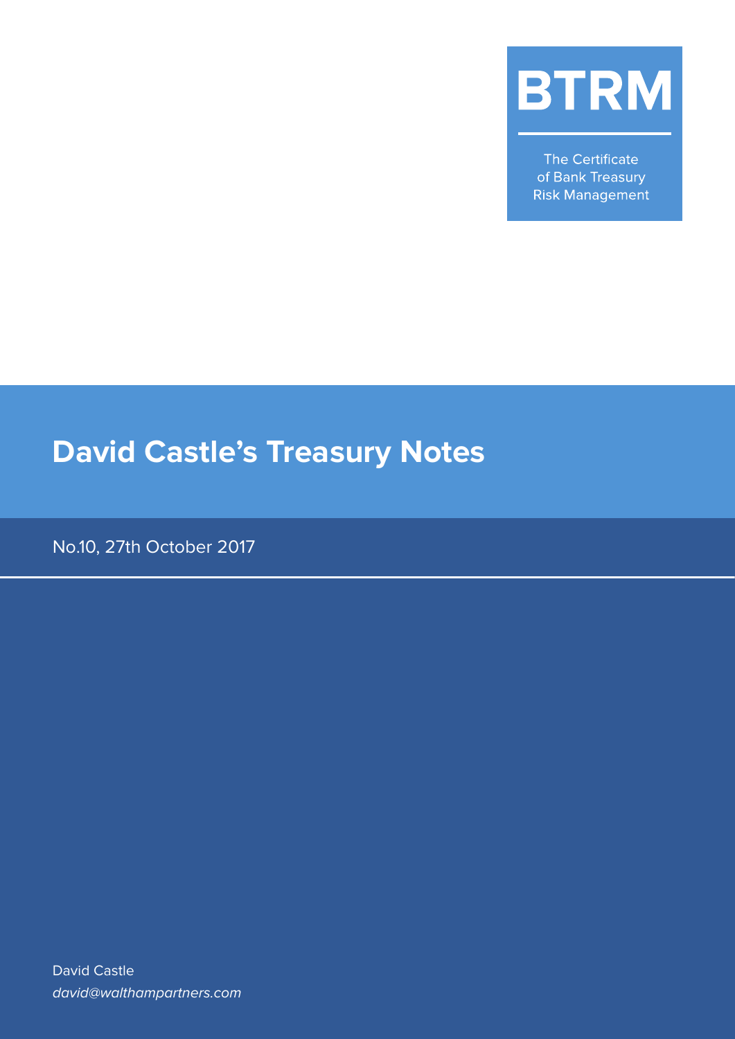BTRM

The Certificate of Bank Treasury Risk Management

# David Castle's Treasury Notes

No.10, 27th October 2017

David Castle
*david@walthampartners.com*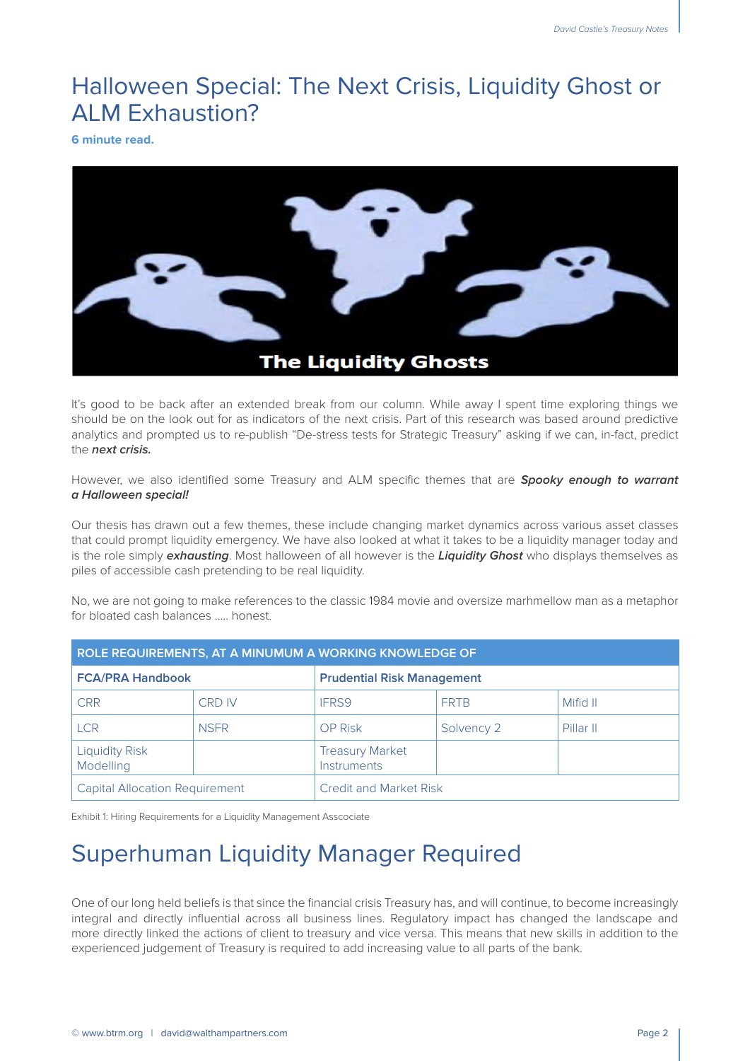# Halloween Special: The Next Crisis, Liquidity Ghost or ALM Exhaustion?

**6 minute read.**

It's good to be back after an extended break from our column. While away I spent time exploring things we should be on the look out for as indicators of the next crisis. Part of this research was based around predictive analytics and prompted us to re-publish "De-stress tests for Strategic Treasury" asking if we can, in-fact, predict the ***next crisis.***

However, we also identified some Treasury and ALM specific themes that are ***Spooky enough to warrant a Halloween special!***

Our thesis has drawn out a few themes, these include changing market dynamics across various asset classes that could prompt liquidity emergency. We have also looked at what it takes to be a liquidity manager today and is the role simply ***exhausting***. Most halloween of all however is the ***Liquidity Ghost*** who displays themselves as piles of accessible cash pretending to be real liquidity.

No, we are not going to make references to the classic 1984 movie and oversize marhmellow man as a metaphor for bloated cash balances ..... honest.

| ROLE REQUIREMENTS, AT A MINUMUM A WORKING KNOWLEDGE OF | | | | |
|---|---|---|---|---|
| **FCA/PRA Handbook** | | **Prudential Risk Management** | | |
| CRR | CRD IV | IFRS9 | FRTB | Mifid II |
| LCR | NSFR | OP Risk | Solvency 2 | Pillar II |
| Liquidity Risk Modelling | | Treasury Market Instruments | | |
| Capital Allocation Requirement | | Credit and Market Risk | | |

Exhibit 1: Hiring Requirements for a Liquidity Management Asscociate

# Superhuman Liquidity Manager Required

One of our long held beliefs is that since the financial crisis Treasury has, and will continue, to become increasingly integral and directly influential across all business lines. Regulatory impact has changed the landscape and more directly linked the actions of client to treasury and vice versa. This means that new skills in addition to the experienced judgement of Treasury is required to add increasing value to all parts of the bank.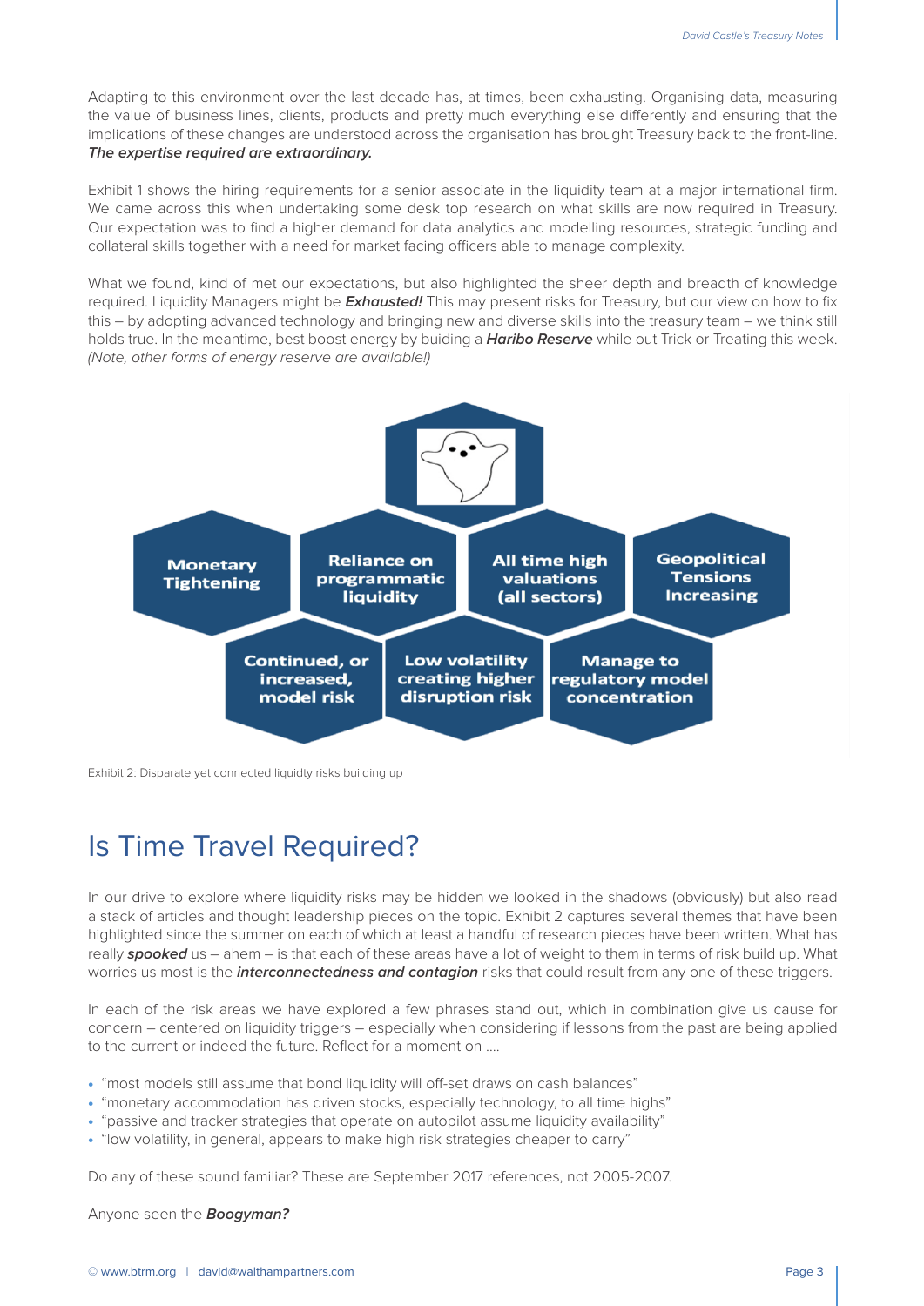Adapting to this environment over the last decade has, at times, been exhausting. Organising data, measuring the value of business lines, clients, products and pretty much everything else differently and ensuring that the implications of these changes are understood across the organisation has brought Treasury back to the front-line. ***The expertise required are extraordinary.***

Exhibit 1 shows the hiring requirements for a senior associate in the liquidity team at a major international firm. We came across this when undertaking some desk top research on what skills are now required in Treasury. Our expectation was to find a higher demand for data analytics and modelling resources, strategic funding and collateral skills together with a need for market facing officers able to manage complexity.

What we found, kind of met our expectations, but also highlighted the sheer depth and breadth of knowledge required. Liquidity Managers might be ***Exhausted!*** This may present risks for Treasury, but our view on how to fix this – by adopting advanced technology and bringing new and diverse skills into the treasury team – we think still holds true. In the meantime, best boost energy by buiding a ***Haribo Reserve*** while out Trick or Treating this week. *(Note, other forms of energy reserve are available!)*

**Monetary Tightening**

**Reliance on programmatic liquidity**

**All time high valuations (all sectors)**

**Geopolitical Tensions Increasing**

**Continued, or increased, model risk**

**Low volatility creating higher disruption risk**

**Manage to regulatory model concentration**

Exhibit 2: Disparate yet connected liqudity risks building up

# Is Time Travel Required?

In our drive to explore where liquidity risks may be hidden we looked in the shadows (obviously) but also read a stack of articles and thought leadership pieces on the topic. Exhibit 2 captures several themes that have been highlighted since the summer on each of which at least a handful of research pieces have been written. What has really ***spooked*** us – ahem – is that each of these areas have a lot of weight to them in terms of risk build up. What worries us most is the ***interconnectedness and contagion*** risks that could result from any one of these triggers.

In each of the risk areas we have explored a few phrases stand out, which in combination give us cause for concern – centered on liquidity triggers – especially when considering if lessons from the past are being applied to the current or indeed the future. Reflect for a moment on ....

- "most models still assume that bond liquidity will off-set draws on cash balances"
- "monetary accommodation has driven stocks, especially technology, to all time highs"
- "passive and tracker strategies that operate on autopilot assume liquidity availability"
- "low volatility, in general, appears to make high risk strategies cheaper to carry"

Do any of these sound familiar? These are September 2017 references, not 2005-2007.

Anyone seen the ***Boogyman?***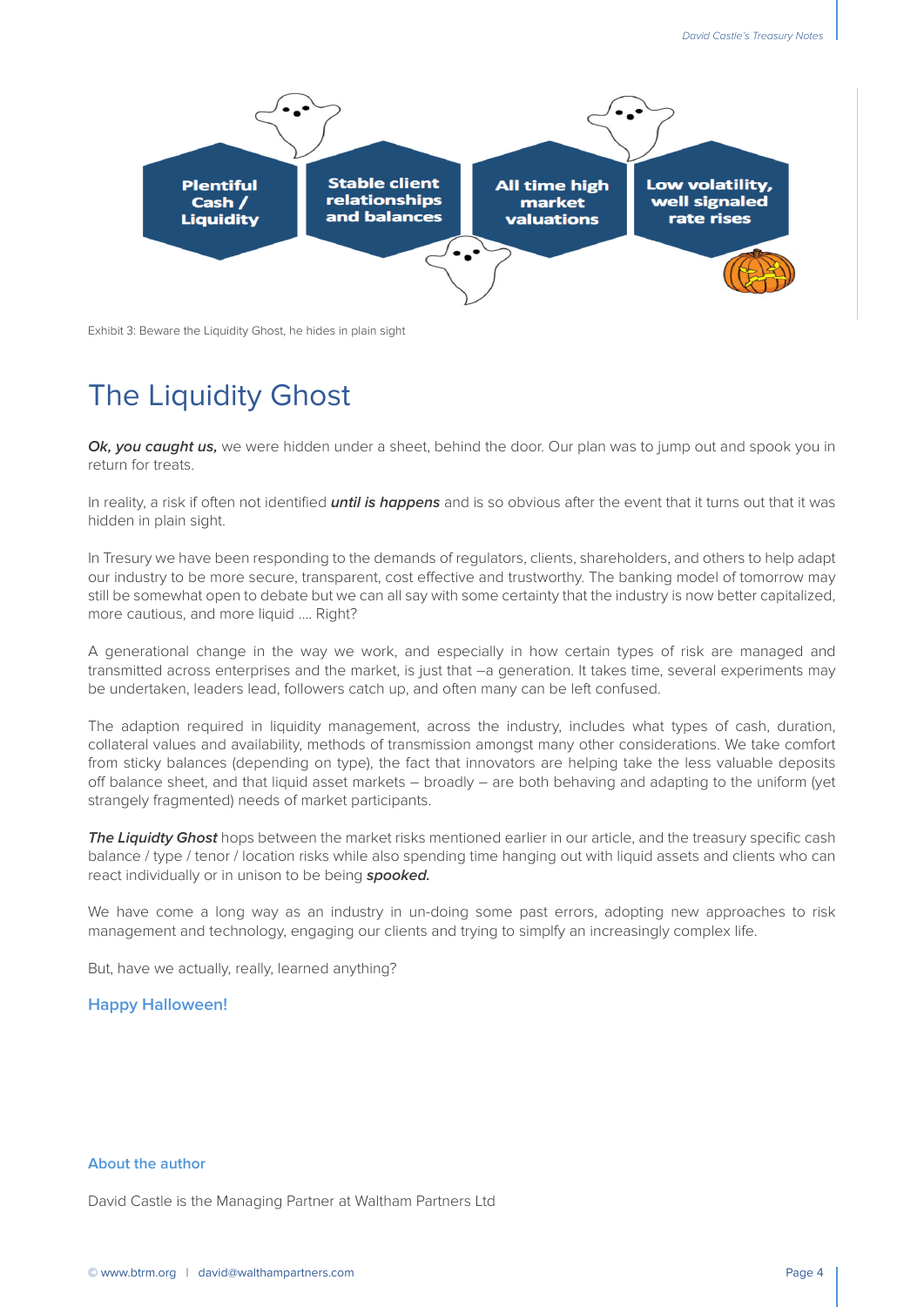Plentiful Cash / Liquidity

Stable client relationships and balances

All time high market valuations

Low volatility, well signaled rate rises

Exhibit 3: Beware the Liquidity Ghost, he hides in plain sight

# The Liquidity Ghost

***Ok, you caught us,*** we were hidden under a sheet, behind the door. Our plan was to jump out and spook you in return for treats.

In reality, a risk if often not identified ***until is happens*** and is so obvious after the event that it turns out that it was hidden in plain sight.

In Tresury we have been responding to the demands of regulators, clients, shareholders, and others to help adapt our industry to be more secure, transparent, cost effective and trustworthy. The banking model of tomorrow may still be somewhat open to debate but we can all say with some certainty that the industry is now better capitalized, more cautious, and more liquid .... Right?

A generational change in the way we work, and especially in how certain types of risk are managed and transmitted across enterprises and the market, is just that –a generation. It takes time, several experiments may be undertaken, leaders lead, followers catch up, and often many can be left confused.

The adaption required in liquidity management, across the industry, includes what types of cash, duration, collateral values and availability, methods of transmission amongst many other considerations. We take comfort from sticky balances (depending on type), the fact that innovators are helping take the less valuable deposits off balance sheet, and that liquid asset markets – broadly – are both behaving and adapting to the uniform (yet strangely fragmented) needs of market participants.

***The Liquidty Ghost*** hops between the market risks mentioned earlier in our article, and the treasury specific cash balance / type / tenor / location risks while also spending time hanging out with liquid assets and clients who can react individually or in unison to be being ***spooked.***

We have come a long way as an industry in un-doing some past errors, adopting new approaches to risk management and technology, engaging our clients and trying to simplfy an increasingly complex life.

But, have we actually, really, learned anything?

**Happy Halloween!**

### About the author

David Castle is the Managing Partner at Waltham Partners Ltd